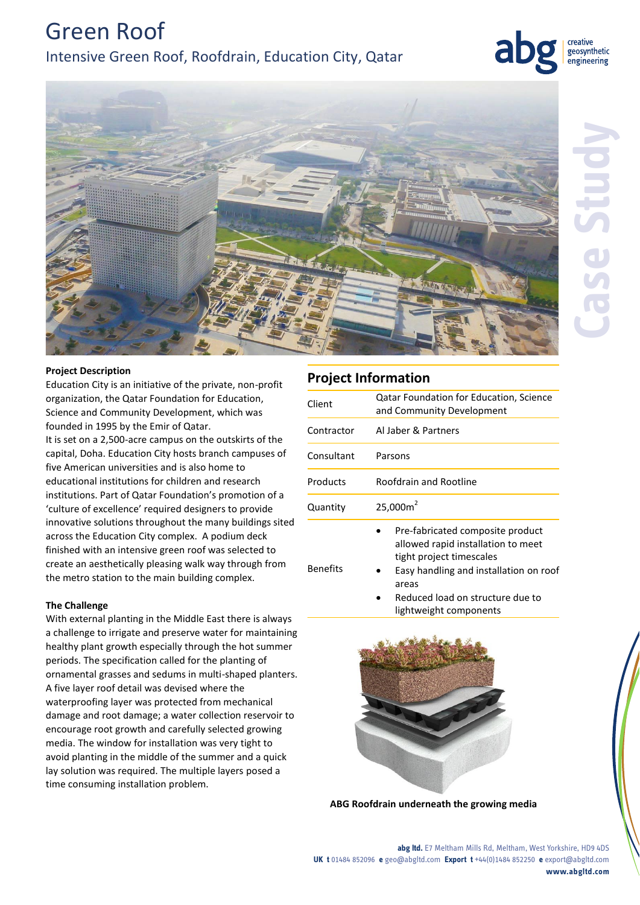# Green Roof

## Intensive Green Roof, Roofdrain, Education City, Qatar

**Project Description**

Education City is an initiative of the private, non-profit organization, the Qatar Foundation for Education, Science and Community Development, which was founded in 1995 by the Emir of Qatar.

It is set on a 2,500-acre campus on the outskirts of the capital, Doha. Education City hosts branch campuses of five American universities and is also home to educational institutions for children and research institutions. Part of Qatar Foundation's promotion of a 'culture of excellence' required designers to provide innovative solutions throughout the many buildings sited across the Education City complex. A podium deck finished with an intensive green roof was selected to create an aesthetically pleasing walk way through from the metro station to the main building complex.

**The Challenge**

With external planting in the Middle East there is always a challenge to irrigate and preserve water for maintaining healthy plant growth especially through the hot summer periods. The specification called for the planting of ornamental grasses and sedums in multi-shaped planters. A five layer roof detail was devised where the waterproofing layer was protected from mechanical damage and root damage; a water collection reservoir to encourage root growth and carefully selected growing media. The window for installation was very tight to avoid planting in the middle of the summer and a quick lay solution was required. The multiple layers posed a time consuming installation problem.

## Project Information

| | |
|---|---|
| Client | Qatar Foundation for Education, Science and Community Development |
| Contractor | Al Jaber & Partners |
| Consultant | Parsons |
| Products | Roofdrain and Rootline |
| Quantity | 25,000m$^2$ |
| Benefits | • Pre-fabricated composite product allowed rapid installation to meet tight project timescales<br>• Easy handling and installation on roof areas<br>• Reduced load on structure due to lightweight components |

**ABG Roofdrain underneath the growing media**

**abg ltd.** E7 Meltham Mills Rd, Meltham, West Yorkshire, HD9 4DS
**UK t** 01484 852096 **e** geo@abgltd.com **Export t** +44(0)1484 852250 **e** export@abgltd.com
**www.abgltd.com**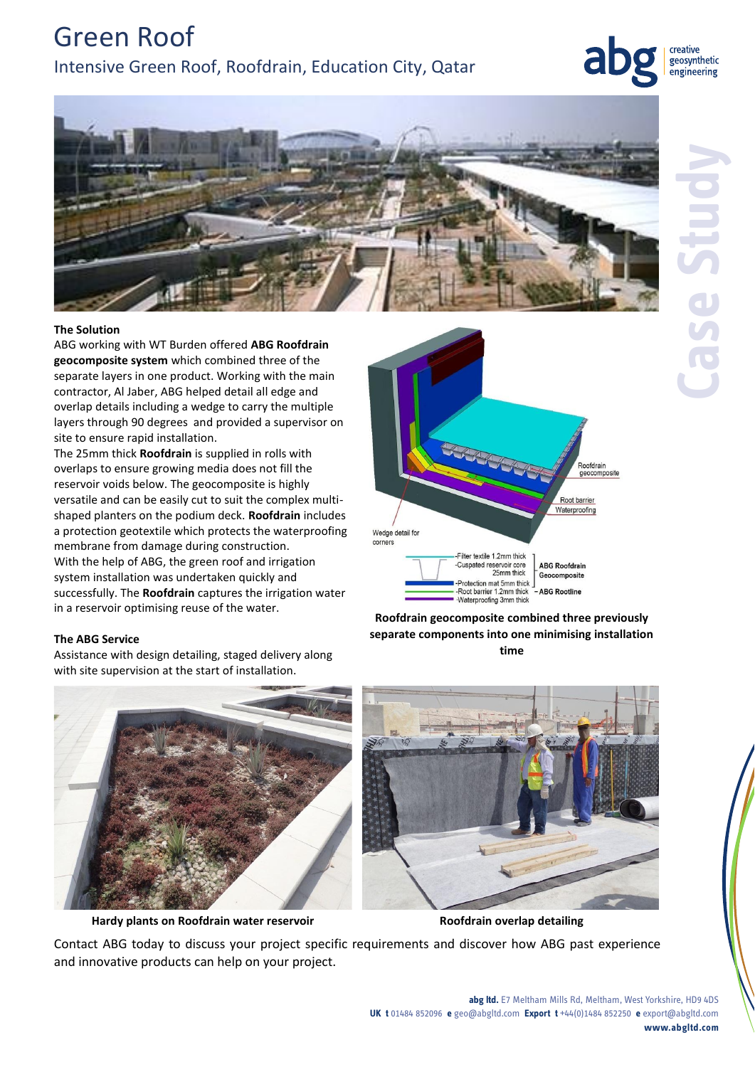# Green Roof

## Intensive Green Roof, Roofdrain, Education City, Qatar

### The Solution

ABG working with WT Burden offered **ABG Roofdrain geocomposite system** which combined three of the separate layers in one product. Working with the main contractor, Al Jaber, ABG helped detail all edge and overlap details including a wedge to carry the multiple layers through 90 degrees and provided a supervisor on site to ensure rapid installation.

The 25mm thick **Roofdrain** is supplied in rolls with overlaps to ensure growing media does not fill the reservoir voids below. The geocomposite is highly versatile and can be easily cut to suit the complex multi-shaped planters on the podium deck. **Roofdrain** includes a protection geotextile which protects the waterproofing membrane from damage during construction.

With the help of ABG, the green roof and irrigation system installation was undertaken quickly and successfully. The **Roofdrain** captures the irrigation water in a reservoir optimising reuse of the water.

Roofdrain geocomposite

Root barrier

Waterproofing

Wedge detail for corners

- Filter textile 1.2mm thick
- Cuspated reservoir core 25mm thick
- Protection mat 5mm thick

ABG Roofdrain Geocomposite

- Root barrier 1.2mm thick – ABG Rootline
- Waterproofing 3mm thick

**Roofdrain geocomposite combined three previously separate components into one minimising installation time**

### The ABG Service

Assistance with design detailing, staged delivery along with site supervision at the start of installation.

**Hardy plants on Roofdrain water reservoir**

**Roofdrain overlap detailing**

Contact ABG today to discuss your project specific requirements and discover how ABG past experience and innovative products can help on your project.

**abg ltd.** E7 Meltham Mills Rd, Meltham, West Yorkshire, HD9 4DS
**UK t** 01484 852096 **e** geo@abgltd.com **Export t** +44(0)1484 852250 **e** export@abgltd.com
**www.abgltd.com**